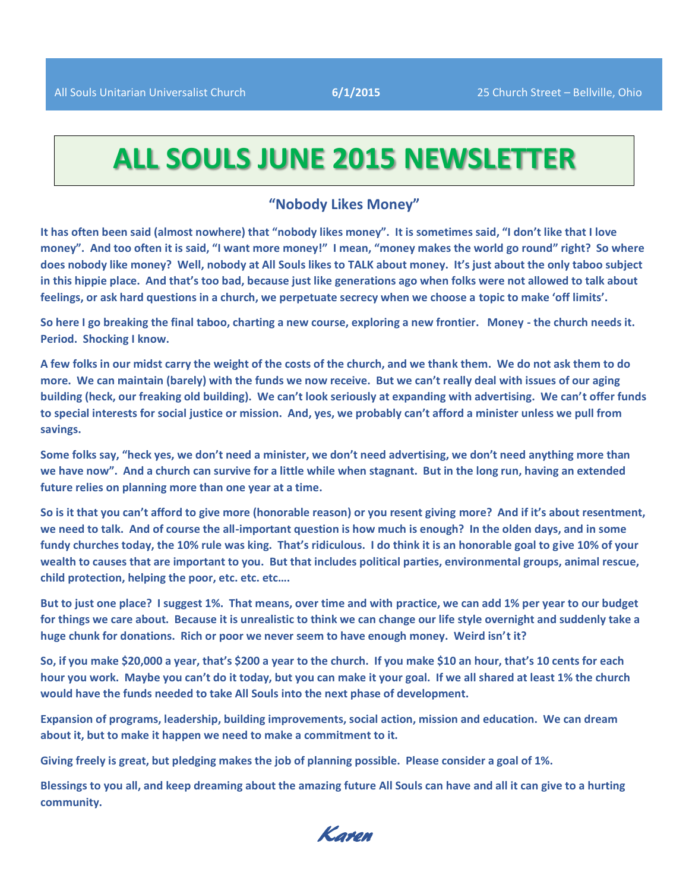All Souls Unitarian Universalist Church **6/1/2015** 25 Church Street – Bellville, Ohio

# ALL SOULS JUNE 2015 NEWSLETTER

## "Nobody Likes Money"

**It has often been said (almost nowhere) that "nobody likes money". It is sometimes said, "I don't like that I love money". And too often it is said, "I want more money!" I mean, "money makes the world go round" right? So where does nobody like money? Well, nobody at All Souls likes to TALK about money. It's just about the only taboo subject in this hippie place. And that's too bad, because just like generations ago when folks were not allowed to talk about feelings, or ask hard questions in a church, we perpetuate secrecy when we choose a topic to make 'off limits'.**

**So here I go breaking the final taboo, charting a new course, exploring a new frontier. Money - the church needs it. Period. Shocking I know.**

**A few folks in our midst carry the weight of the costs of the church, and we thank them. We do not ask them to do more. We can maintain (barely) with the funds we now receive. But we can't really deal with issues of our aging building (heck, our freaking old building). We can't look seriously at expanding with advertising. We can't offer funds to special interests for social justice or mission. And, yes, we probably can't afford a minister unless we pull from savings.**

**Some folks say, "heck yes, we don't need a minister, we don't need advertising, we don't need anything more than we have now". And a church can survive for a little while when stagnant. But in the long run, having an extended future relies on planning more than one year at a time.**

**So is it that you can't afford to give more (honorable reason) or you resent giving more? And if it's about resentment, we need to talk. And of course the all-important question is how much is enough? In the olden days, and in some fundy churches today, the 10% rule was king. That's ridiculous. I do think it is an honorable goal to give 10% of your wealth to causes that are important to you. But that includes political parties, environmental groups, animal rescue, child protection, helping the poor, etc. etc. etc….**

**But to just one place? I suggest 1%. That means, over time and with practice, we can add 1% per year to our budget for things we care about. Because it is unrealistic to think we can change our life style overnight and suddenly take a huge chunk for donations. Rich or poor we never seem to have enough money. Weird isn't it?**

**So, if you make $20,000 a year, that's $200 a year to the church. If you make $10 an hour, that's 10 cents for each hour you work. Maybe you can't do it today, but you can make it your goal. If we all shared at least 1% the church would have the funds needed to take All Souls into the next phase of development.**

**Expansion of programs, leadership, building improvements, social action, mission and education. We can dream about it, but to make it happen we need to make a commitment to it.**

**Giving freely is great, but pledging makes the job of planning possible. Please consider a goal of 1%.**

**Blessings to you all, and keep dreaming about the amazing future All Souls can have and all it can give to a hurting community.**

*Karen*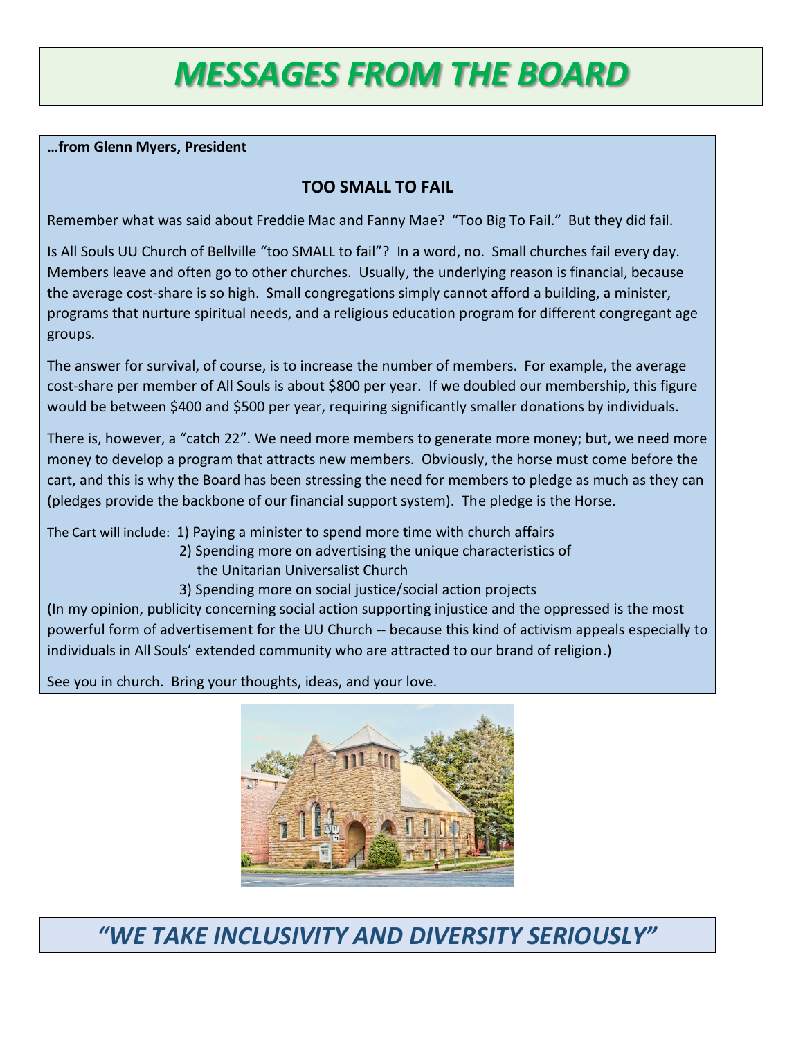# *MESSAGES FROM THE BOARD*

**…from Glenn Myers, President**

## TOO SMALL TO FAIL

Remember what was said about Freddie Mac and Fanny Mae? "Too Big To Fail." But they did fail.

Is All Souls UU Church of Bellville "too SMALL to fail"? In a word, no. Small churches fail every day. Members leave and often go to other churches. Usually, the underlying reason is financial, because the average cost-share is so high. Small congregations simply cannot afford a building, a minister, programs that nurture spiritual needs, and a religious education program for different congregant age groups.

The answer for survival, of course, is to increase the number of members. For example, the average cost-share per member of All Souls is about $800 per year. If we doubled our membership, this figure would be between $400 and $500 per year, requiring significantly smaller donations by individuals.

There is, however, a "catch 22". We need more members to generate more money; but, we need more money to develop a program that attracts new members. Obviously, the horse must come before the cart, and this is why the Board has been stressing the need for members to pledge as much as they can (pledges provide the backbone of our financial support system). The pledge is the Horse.

The Cart will include:
1) Paying a minister to spend more time with church affairs
2) Spending more on advertising the unique characteristics of the Unitarian Universalist Church
3) Spending more on social justice/social action projects

(In my opinion, publicity concerning social action supporting injustice and the oppressed is the most powerful form of advertisement for the UU Church -- because this kind of activism appeals especially to individuals in All Souls' extended community who are attracted to our brand of religion.)

See you in church. Bring your thoughts, ideas, and your love.

## *"WE TAKE INCLUSIVITY AND DIVERSITY SERIOUSLY"*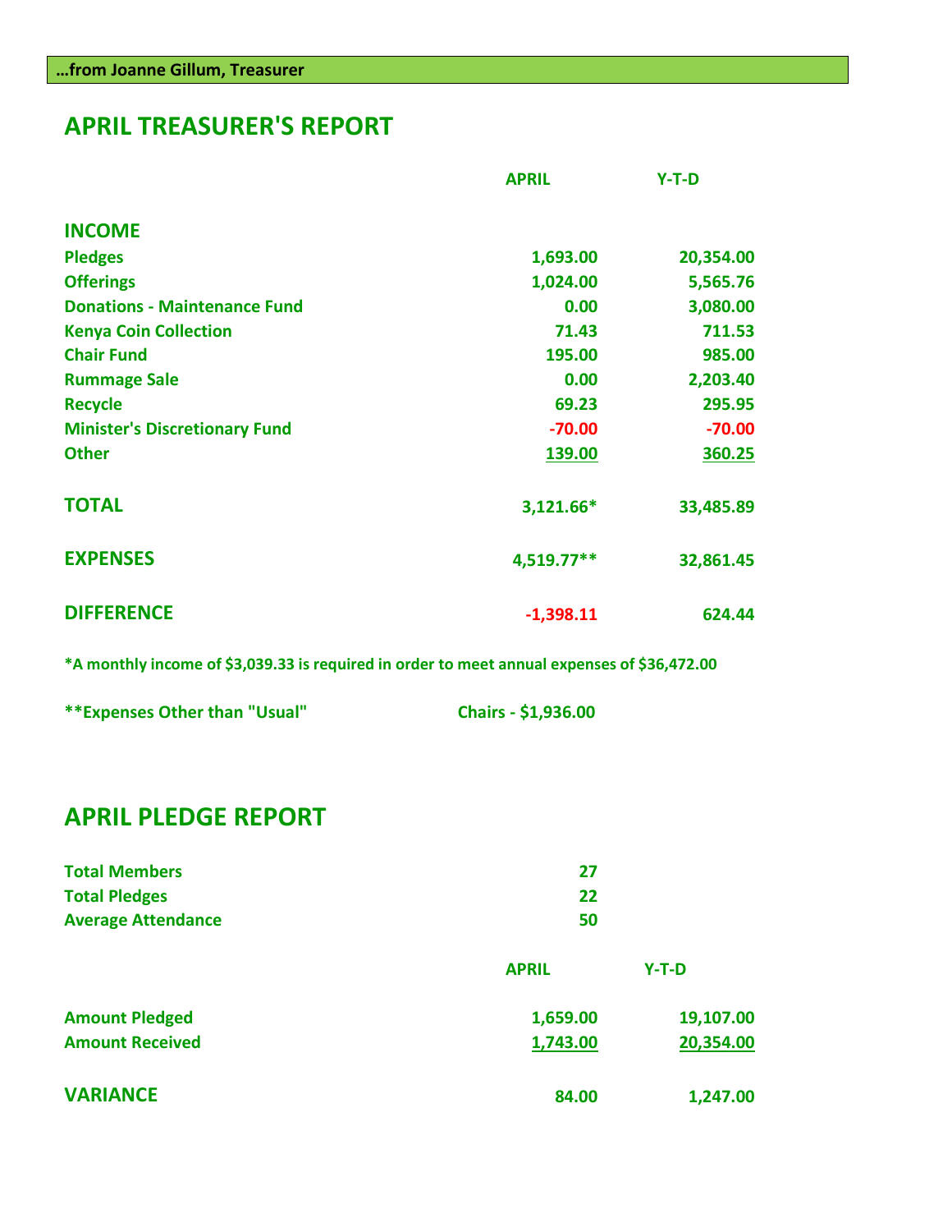**…from Joanne Gillum, Treasurer**

## APRIL TREASURER'S REPORT

| | APRIL | Y-T-D |
|---|---|---|
| **INCOME** | | |
| Pledges | 1,693.00 | 20,354.00 |
| Offerings | 1,024.00 | 5,565.76 |
| Donations - Maintenance Fund | 0.00 | 3,080.00 |
| Kenya Coin Collection | 71.43 | 711.53 |
| Chair Fund | 195.00 | 985.00 |
| Rummage Sale | 0.00 | 2,203.40 |
| Recycle | 69.23 | 295.95 |
| Minister's Discretionary Fund | -70.00 | -70.00 |
| Other | 139.00 | 360.25 |
| **TOTAL** | 3,121.66* | 33,485.89 |
| **EXPENSES** | 4,519.77** | 32,861.45 |
| **DIFFERENCE** | -1,398.11 | 624.44 |

*A monthly income of $3,039.33 is required in order to meet annual expenses of $36,472.00

**Expenses Other than "Usual" Chairs - $1,936.00

## APRIL PLEDGE REPORT

| | |
|---|---|
| Total Members | 27 |
| Total Pledges | 22 |
| Average Attendance | 50 |

| | APRIL | Y-T-D |
|---|---|---|
| Amount Pledged | 1,659.00 | 19,107.00 |
| Amount Received | 1,743.00 | 20,354.00 |
| **VARIANCE** | 84.00 | 1,247.00 |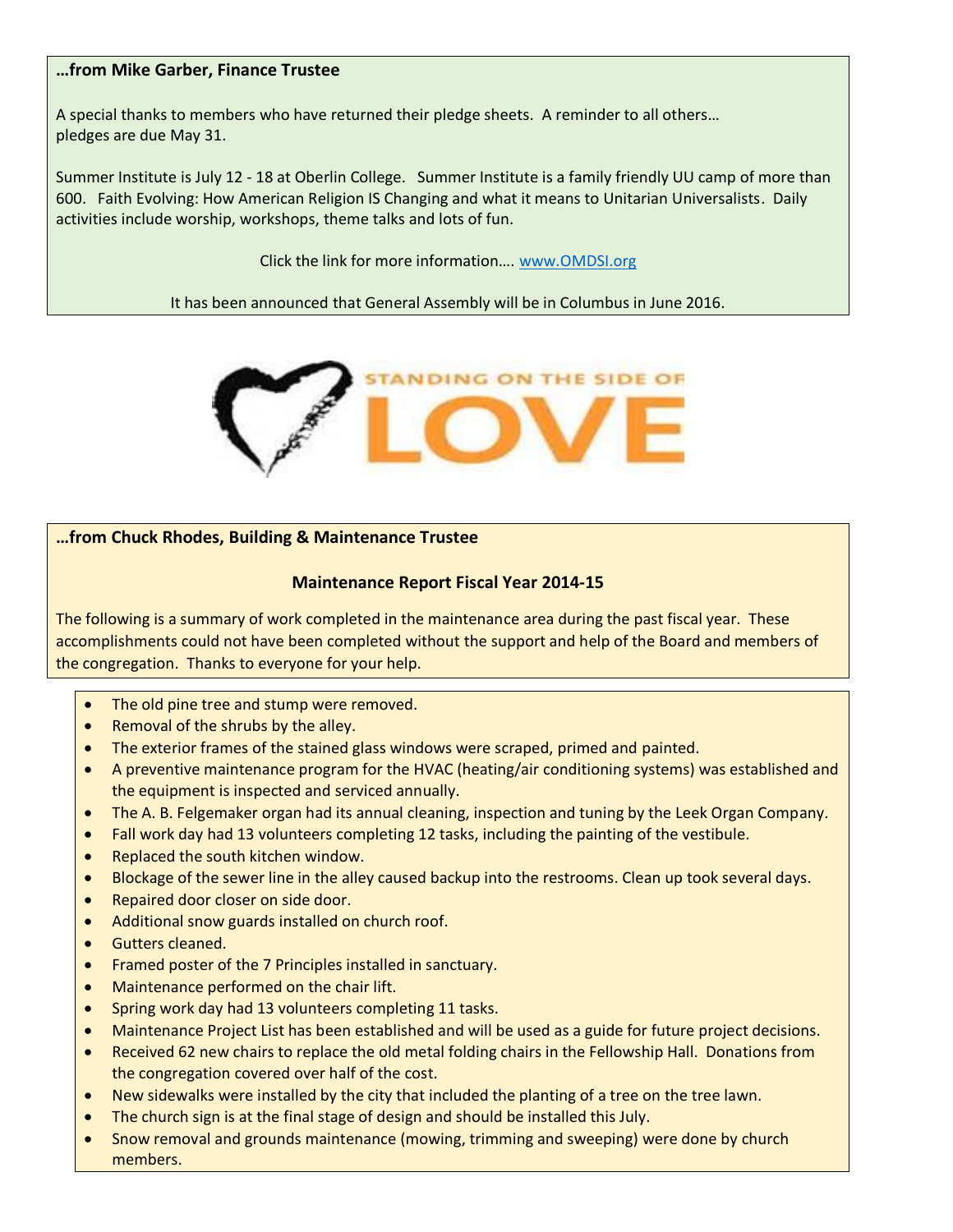**…from Mike Garber, Finance Trustee**

A special thanks to members who have returned their pledge sheets. A reminder to all others… pledges are due May 31.

Summer Institute is July 12 - 18 at Oberlin College. Summer Institute is a family friendly UU camp of more than 600. Faith Evolving: How American Religion IS Changing and what it means to Unitarian Universalists. Daily activities include worship, workshops, theme talks and lots of fun.

Click the link for more information…. www.OMDSI.org

It has been announced that General Assembly will be in Columbus in June 2016.

STANDING ON THE SIDE OF LOVE

**…from Chuck Rhodes, Building & Maintenance Trustee**

**Maintenance Report Fiscal Year 2014-15**

The following is a summary of work completed in the maintenance area during the past fiscal year. These accomplishments could not have been completed without the support and help of the Board and members of the congregation. Thanks to everyone for your help.

- The old pine tree and stump were removed.
- Removal of the shrubs by the alley.
- The exterior frames of the stained glass windows were scraped, primed and painted.
- A preventive maintenance program for the HVAC (heating/air conditioning systems) was established and the equipment is inspected and serviced annually.
- The A. B. Felgemaker organ had its annual cleaning, inspection and tuning by the Leek Organ Company.
- Fall work day had 13 volunteers completing 12 tasks, including the painting of the vestibule.
- Replaced the south kitchen window.
- Blockage of the sewer line in the alley caused backup into the restrooms. Clean up took several days.
- Repaired door closer on side door.
- Additional snow guards installed on church roof.
- Gutters cleaned.
- Framed poster of the 7 Principles installed in sanctuary.
- Maintenance performed on the chair lift.
- Spring work day had 13 volunteers completing 11 tasks.
- Maintenance Project List has been established and will be used as a guide for future project decisions.
- Received 62 new chairs to replace the old metal folding chairs in the Fellowship Hall. Donations from the congregation covered over half of the cost.
- New sidewalks were installed by the city that included the planting of a tree on the tree lawn.
- The church sign is at the final stage of design and should be installed this July.
- Snow removal and grounds maintenance (mowing, trimming and sweeping) were done by church members.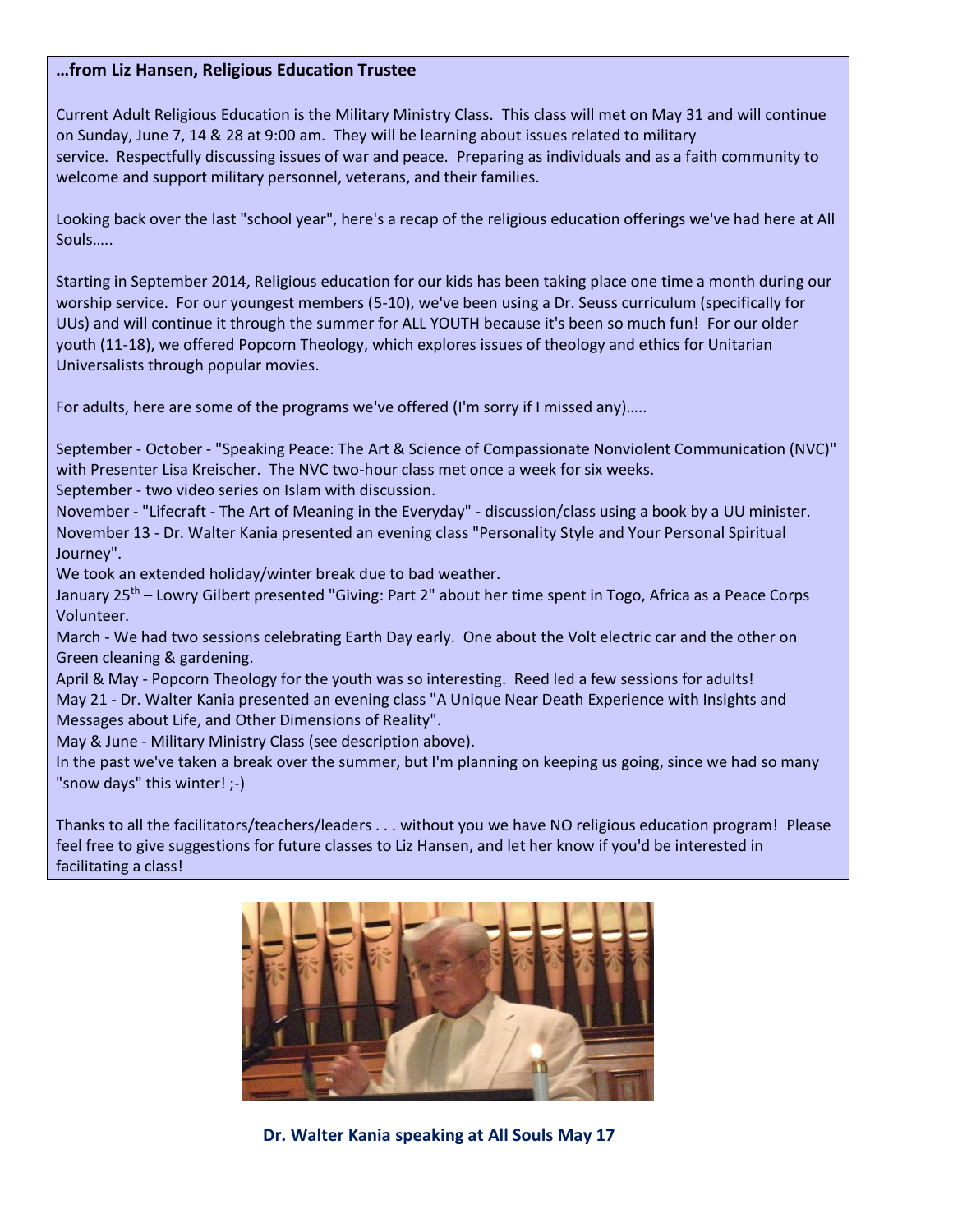**…from Liz Hansen, Religious Education Trustee**

Current Adult Religious Education is the Military Ministry Class. This class will met on May 31 and will continue on Sunday, June 7, 14 & 28 at 9:00 am. They will be learning about issues related to military service. Respectfully discussing issues of war and peace. Preparing as individuals and as a faith community to welcome and support military personnel, veterans, and their families.

Looking back over the last "school year", here's a recap of the religious education offerings we've had here at All Souls…..

Starting in September 2014, Religious education for our kids has been taking place one time a month during our worship service. For our youngest members (5-10), we've been using a Dr. Seuss curriculum (specifically for UUs) and will continue it through the summer for ALL YOUTH because it's been so much fun! For our older youth (11-18), we offered Popcorn Theology, which explores issues of theology and ethics for Unitarian Universalists through popular movies.

For adults, here are some of the programs we've offered (I'm sorry if I missed any)…..

September - October - "Speaking Peace: The Art & Science of Compassionate Nonviolent Communication (NVC)" with Presenter Lisa Kreischer. The NVC two-hour class met once a week for six weeks.
September - two video series on Islam with discussion.
November - "Lifecraft - The Art of Meaning in the Everyday" - discussion/class using a book by a UU minister.
November 13 - Dr. Walter Kania presented an evening class "Personality Style and Your Personal Spiritual Journey".
We took an extended holiday/winter break due to bad weather.
January 25th – Lowry Gilbert presented "Giving: Part 2" about her time spent in Togo, Africa as a Peace Corps Volunteer.
March - We had two sessions celebrating Earth Day early. One about the Volt electric car and the other on Green cleaning & gardening.
April & May - Popcorn Theology for the youth was so interesting. Reed led a few sessions for adults!
May 21 - Dr. Walter Kania presented an evening class "A Unique Near Death Experience with Insights and Messages about Life, and Other Dimensions of Reality".
May & June - Military Ministry Class (see description above).
In the past we've taken a break over the summer, but I'm planning on keeping us going, since we had so many "snow days" this winter! ;-)

Thanks to all the facilitators/teachers/leaders . . . without you we have NO religious education program! Please feel free to give suggestions for future classes to Liz Hansen, and let her know if you'd be interested in facilitating a class!

**Dr. Walter Kania speaking at All Souls May 17**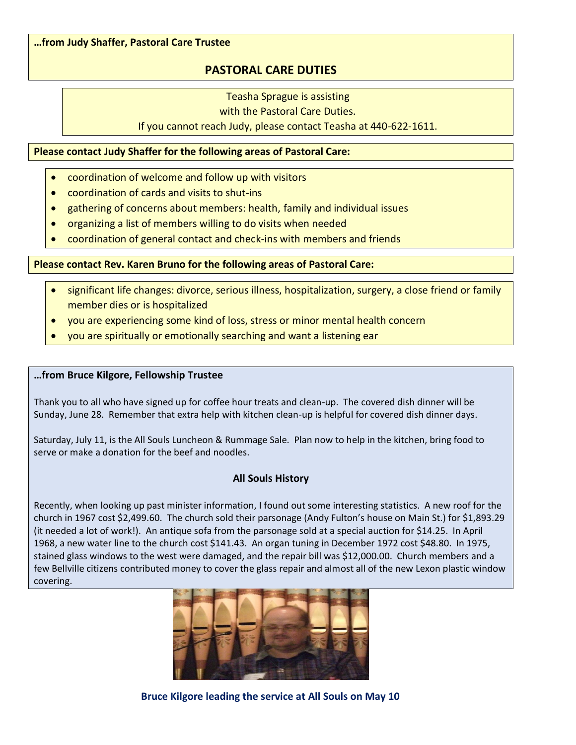**…from Judy Shaffer, Pastoral Care Trustee**

## PASTORAL CARE DUTIES

Teasha Sprague is assisting
with the Pastoral Care Duties.
If you cannot reach Judy, please contact Teasha at 440-622-1611.

**Please contact Judy Shaffer for the following areas of Pastoral Care:**

- coordination of welcome and follow up with visitors
- coordination of cards and visits to shut-ins
- gathering of concerns about members: health, family and individual issues
- organizing a list of members willing to do visits when needed
- coordination of general contact and check-ins with members and friends

**Please contact Rev. Karen Bruno for the following areas of Pastoral Care:**

- significant life changes: divorce, serious illness, hospitalization, surgery, a close friend or family member dies or is hospitalized
- you are experiencing some kind of loss, stress or minor mental health concern
- you are spiritually or emotionally searching and want a listening ear

**…from Bruce Kilgore, Fellowship Trustee**

Thank you to all who have signed up for coffee hour treats and clean-up. The covered dish dinner will be Sunday, June 28. Remember that extra help with kitchen clean-up is helpful for covered dish dinner days.

Saturday, July 11, is the All Souls Luncheon & Rummage Sale. Plan now to help in the kitchen, bring food to serve or make a donation for the beef and noodles.

### All Souls History

Recently, when looking up past minister information, I found out some interesting statistics. A new roof for the church in 1967 cost $2,499.60. The church sold their parsonage (Andy Fulton's house on Main St.) for $1,893.29 (it needed a lot of work!). An antique sofa from the parsonage sold at a special auction for $14.25. In April 1968, a new water line to the church cost $141.43. An organ tuning in December 1972 cost $48.80. In 1975, stained glass windows to the west were damaged, and the repair bill was $12,000.00. Church members and a few Bellville citizens contributed money to cover the glass repair and almost all of the new Lexon plastic window covering.

**Bruce Kilgore leading the service at All Souls on May 10**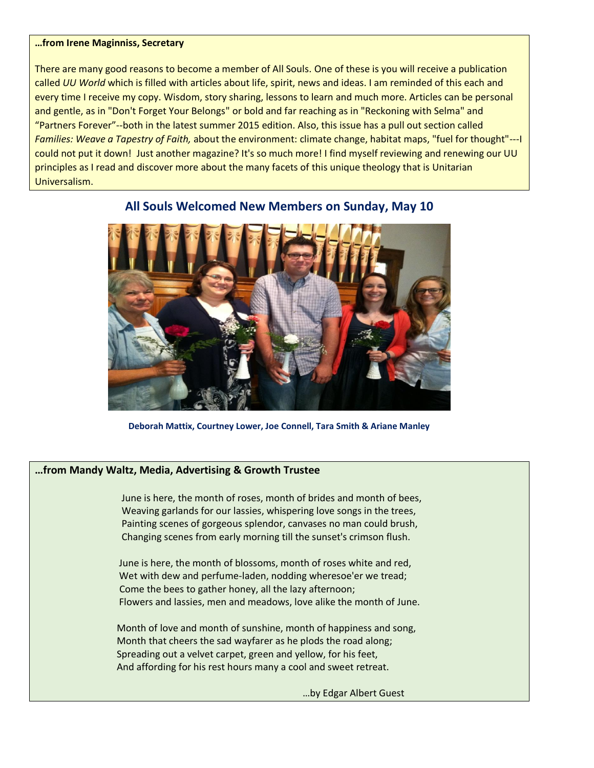**…from Irene Maginniss, Secretary**

There are many good reasons to become a member of All Souls. One of these is you will receive a publication called *UU World* which is filled with articles about life, spirit, news and ideas. I am reminded of this each and every time I receive my copy. Wisdom, story sharing, lessons to learn and much more. Articles can be personal and gentle, as in "Don't Forget Your Belongs" or bold and far reaching as in "Reckoning with Selma" and "Partners Forever"--both in the latest summer 2015 edition. Also, this issue has a pull out section called *Families: Weave a Tapestry of Faith,* about the environment: climate change, habitat maps, "fuel for thought"---I could not put it down!  Just another magazine? It's so much more! I find myself reviewing and renewing our UU principles as I read and discover more about the many facets of this unique theology that is Unitarian Universalism.

## All Souls Welcomed New Members on Sunday, May 10

**Deborah Mattix, Courtney Lower, Joe Connell, Tara Smith & Ariane Manley**

**…from Mandy Waltz, Media, Advertising & Growth Trustee**

June is here, the month of roses, month of brides and month of bees,
Weaving garlands for our lassies, whispering love songs in the trees,
Painting scenes of gorgeous splendor, canvases no man could brush,
Changing scenes from early morning till the sunset's crimson flush.

June is here, the month of blossoms, month of roses white and red,
Wet with dew and perfume-laden, nodding wheresoe'er we tread;
Come the bees to gather honey, all the lazy afternoon;
Flowers and lassies, men and meadows, love alike the month of June.

Month of love and month of sunshine, month of happiness and song,
Month that cheers the sad wayfarer as he plods the road along;
Spreading out a velvet carpet, green and yellow, for his feet,
And affording for his rest hours many a cool and sweet retreat.

…by Edgar Albert Guest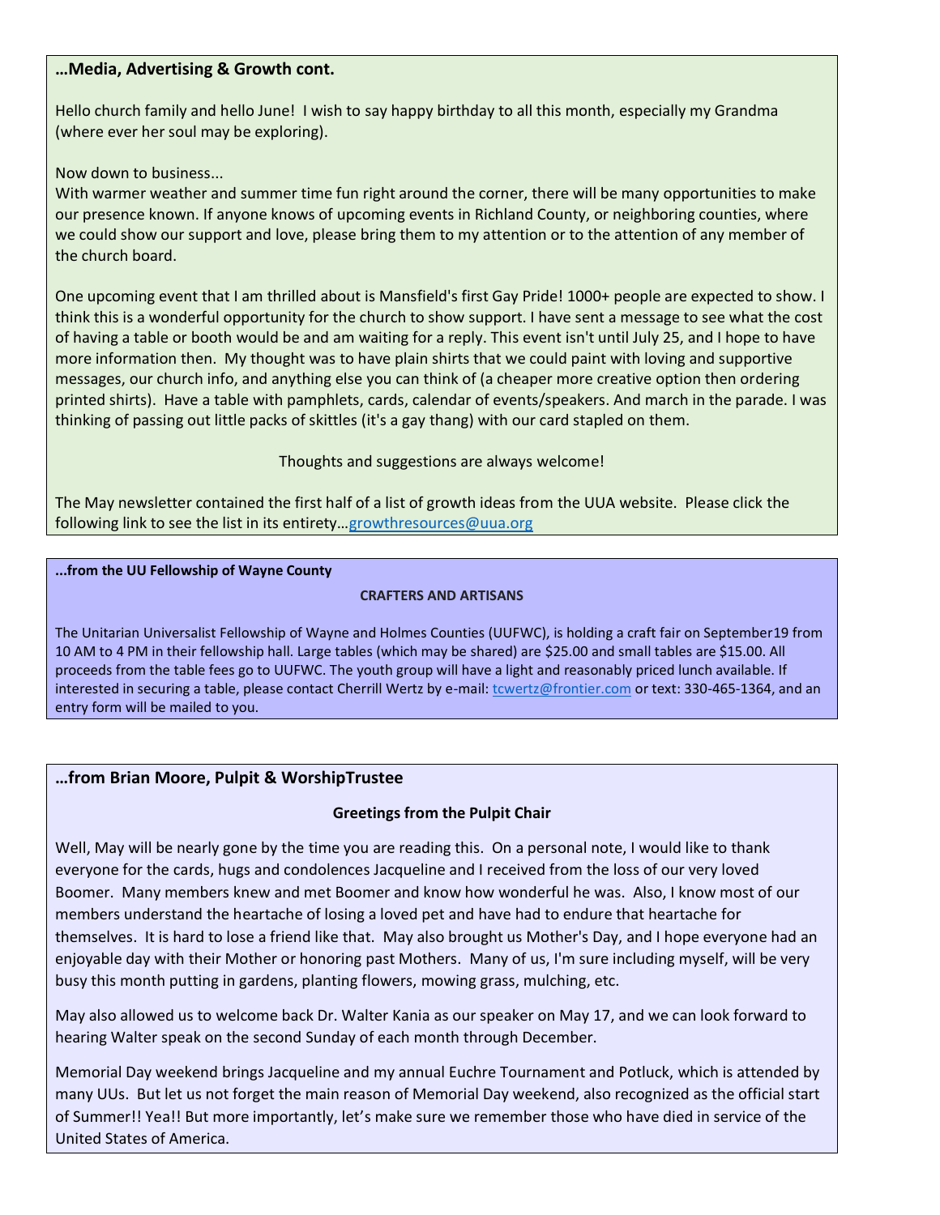### …Media, Advertising & Growth cont.

Hello church family and hello June! I wish to say happy birthday to all this month, especially my Grandma (where ever her soul may be exploring).

Now down to business...
With warmer weather and summer time fun right around the corner, there will be many opportunities to make our presence known. If anyone knows of upcoming events in Richland County, or neighboring counties, where we could show our support and love, please bring them to my attention or to the attention of any member of the church board.

One upcoming event that I am thrilled about is Mansfield's first Gay Pride! 1000+ people are expected to show. I think this is a wonderful opportunity for the church to show support. I have sent a message to see what the cost of having a table or booth would be and am waiting for a reply. This event isn't until July 25, and I hope to have more information then. My thought was to have plain shirts that we could paint with loving and supportive messages, our church info, and anything else you can think of (a cheaper more creative option then ordering printed shirts). Have a table with pamphlets, cards, calendar of events/speakers. And march in the parade. I was thinking of passing out little packs of skittles (it's a gay thang) with our card stapled on them.

Thoughts and suggestions are always welcome!

The May newsletter contained the first half of a list of growth ideas from the UUA website. Please click the following link to see the list in its entirety…growthresources@uua.org

---

**...from the UU Fellowship of Wayne County**

**CRAFTERS AND ARTISANS**

The Unitarian Universalist Fellowship of Wayne and Holmes Counties (UUFWC), is holding a craft fair on September19 from 10 AM to 4 PM in their fellowship hall. Large tables (which may be shared) are $25.00 and small tables are $15.00. All proceeds from the table fees go to UUFWC. The youth group will have a light and reasonably priced lunch available. If interested in securing a table, please contact Cherrill Wertz by e-mail: tcwertz@frontier.com or text: 330-465-1364, and an entry form will be mailed to you.

---

### …from Brian Moore, Pulpit & WorshipTrustee

**Greetings from the Pulpit Chair**

Well, May will be nearly gone by the time you are reading this. On a personal note, I would like to thank everyone for the cards, hugs and condolences Jacqueline and I received from the loss of our very loved Boomer. Many members knew and met Boomer and know how wonderful he was. Also, I know most of our members understand the heartache of losing a loved pet and have had to endure that heartache for themselves. It is hard to lose a friend like that. May also brought us Mother's Day, and I hope everyone had an enjoyable day with their Mother or honoring past Mothers. Many of us, I'm sure including myself, will be very busy this month putting in gardens, planting flowers, mowing grass, mulching, etc.

May also allowed us to welcome back Dr. Walter Kania as our speaker on May 17, and we can look forward to hearing Walter speak on the second Sunday of each month through December.

Memorial Day weekend brings Jacqueline and my annual Euchre Tournament and Potluck, which is attended by many UUs. But let us not forget the main reason of Memorial Day weekend, also recognized as the official start of Summer!! Yea!! But more importantly, let's make sure we remember those who have died in service of the United States of America.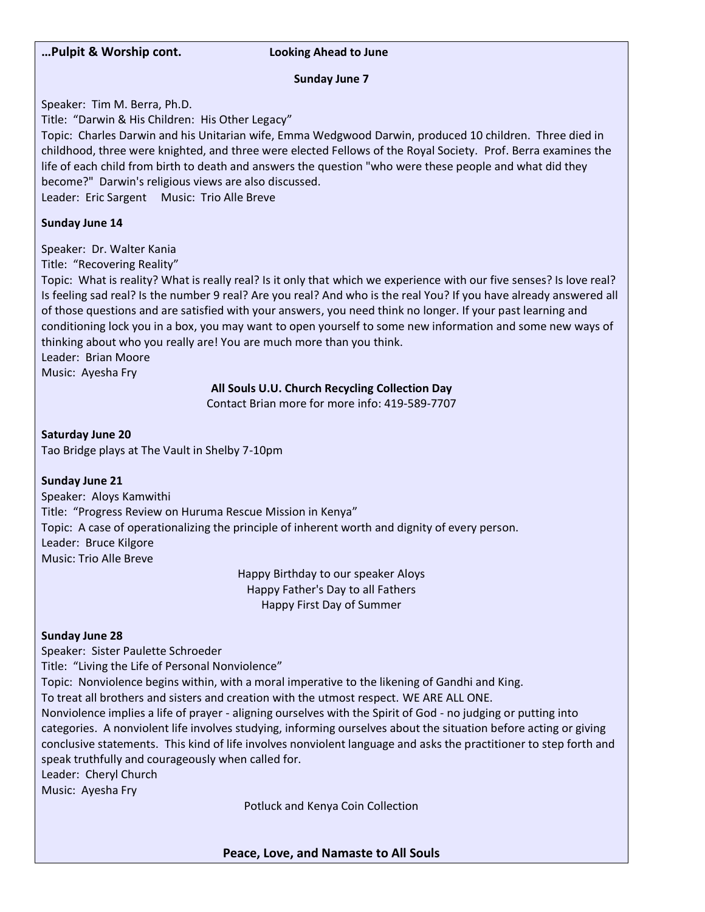**…Pulpit & Worship cont.** **Looking Ahead to June**

**Sunday June 7**

Speaker: Tim M. Berra, Ph.D.
Title: "Darwin & His Children: His Other Legacy"
Topic: Charles Darwin and his Unitarian wife, Emma Wedgwood Darwin, produced 10 children. Three died in childhood, three were knighted, and three were elected Fellows of the Royal Society. Prof. Berra examines the life of each child from birth to death and answers the question "who were these people and what did they become?" Darwin's religious views are also discussed.
Leader: Eric Sargent Music: Trio Alle Breve

**Sunday June 14**

Speaker: Dr. Walter Kania
Title: "Recovering Reality"
Topic: What is reality? What is really real? Is it only that which we experience with our five senses? Is love real? Is feeling sad real? Is the number 9 real? Are you real? And who is the real You? If you have already answered all of those questions and are satisfied with your answers, you need think no longer. If your past learning and conditioning lock you in a box, you may want to open yourself to some new information and some new ways of thinking about who you really are! You are much more than you think.
Leader: Brian Moore
Music: Ayesha Fry

**All Souls U.U. Church Recycling Collection Day**
Contact Brian more for more info: 419-589-7707

**Saturday June 20**
Tao Bridge plays at The Vault in Shelby 7-10pm

**Sunday June 21**
Speaker: Aloys Kamwithi
Title: "Progress Review on Huruma Rescue Mission in Kenya"
Topic: A case of operationalizing the principle of inherent worth and dignity of every person.
Leader: Bruce Kilgore
Music: Trio Alle Breve

Happy Birthday to our speaker Aloys
Happy Father's Day to all Fathers
Happy First Day of Summer

**Sunday June 28**
Speaker: Sister Paulette Schroeder
Title: "Living the Life of Personal Nonviolence"
Topic: Nonviolence begins within, with a moral imperative to the likening of Gandhi and King.
To treat all brothers and sisters and creation with the utmost respect. WE ARE ALL ONE.
Nonviolence implies a life of prayer - aligning ourselves with the Spirit of God - no judging or putting into categories. A nonviolent life involves studying, informing ourselves about the situation before acting or giving conclusive statements. This kind of life involves nonviolent language and asks the practitioner to step forth and speak truthfully and courageously when called for.
Leader: Cheryl Church
Music: Ayesha Fry

Potluck and Kenya Coin Collection

**Peace, Love, and Namaste to All Souls**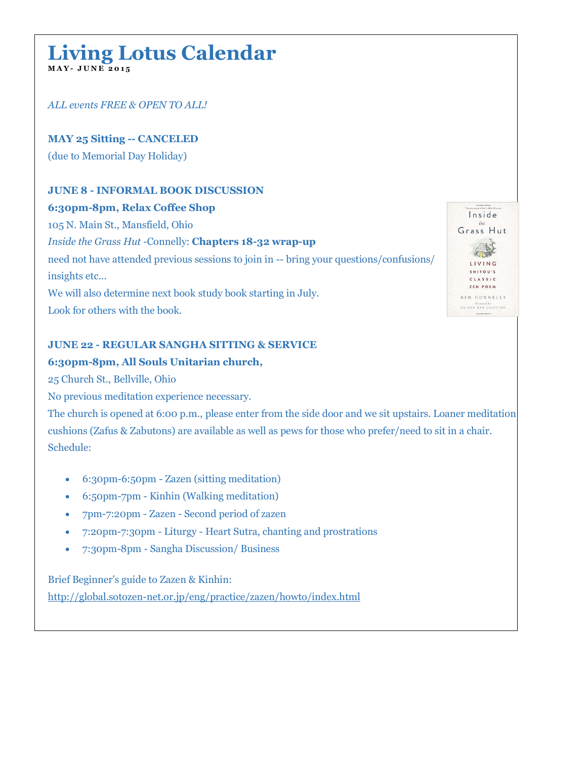# Living Lotus Calendar

**MAY- JUNE 2015**

*ALL events FREE & OPEN TO ALL!*

**MAY 25 Sitting -- CANCELED**
(due to Memorial Day Holiday)

**JUNE 8 - INFORMAL BOOK DISCUSSION**
**6:30pm-8pm, Relax Coffee Shop**
105 N. Main St., Mansfield, Ohio
*Inside the Grass Hut* -Connelly: **Chapters 18-32 wrap-up**
need not have attended previous sessions to join in -- bring your questions/confusions/ insights etc...
We will also determine next book study book starting in July.
Look for others with the book.

**JUNE 22 - REGULAR SANGHA SITTING & SERVICE**
**6:30pm-8pm, All Souls Unitarian church,**
25 Church St., Bellville, Ohio
No previous meditation experience necessary.
The church is opened at 6:00 p.m., please enter from the side door and we sit upstairs. Loaner meditation cushions (Zafus & Zabutons) are available as well as pews for those who prefer/need to sit in a chair.
Schedule:

- 6:30pm-6:50pm - Zazen (sitting meditation)
- 6:50pm-7pm - Kinhin (Walking meditation)
- 7pm-7:20pm - Zazen - Second period of zazen
- 7:20pm-7:30pm - Liturgy - Heart Sutra, chanting and prostrations
- 7:30pm-8pm - Sangha Discussion/ Business

Brief Beginner's guide to Zazen & Kinhin:
http://global.sotozen-net.or.jp/eng/practice/zazen/howto/index.html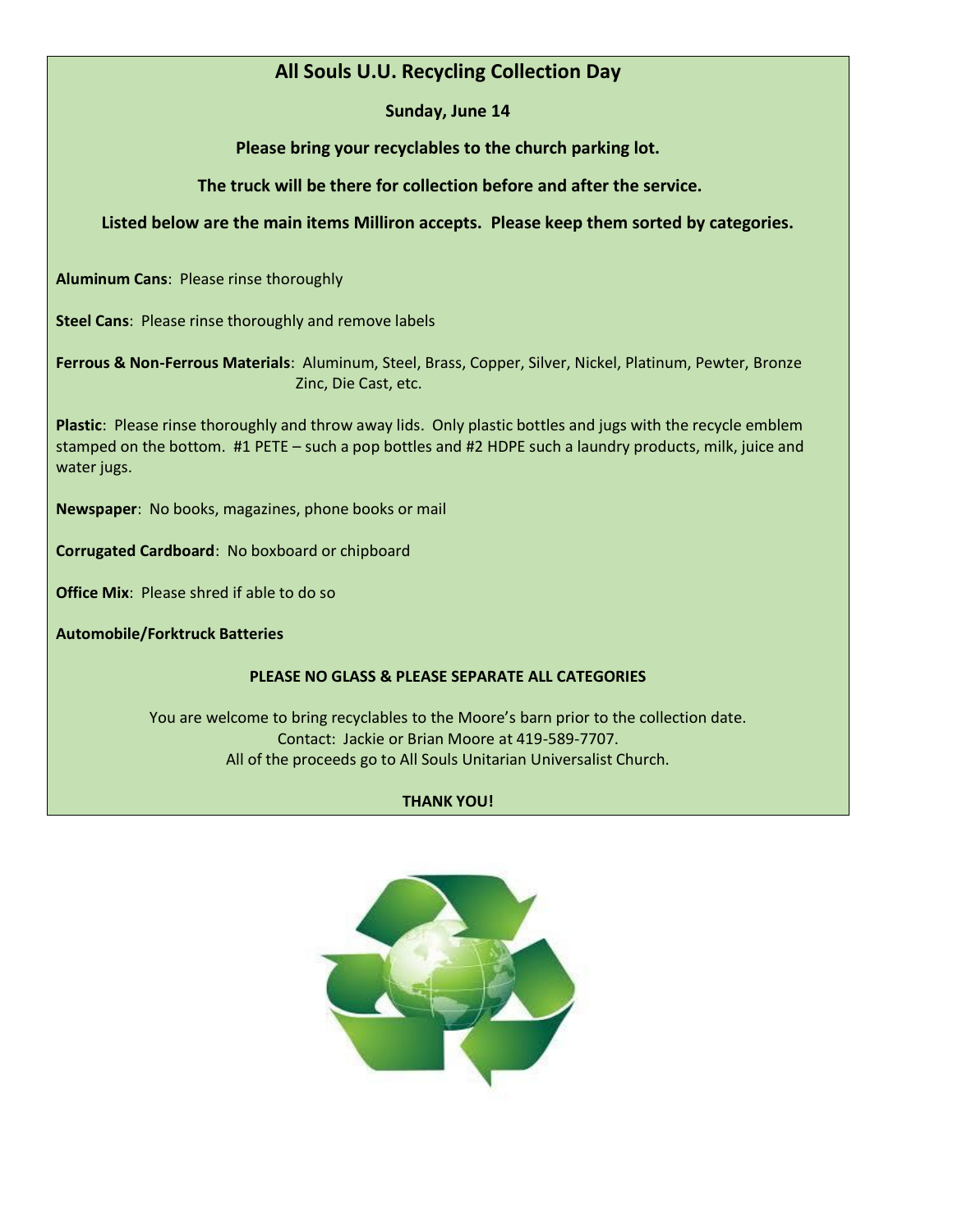## All Souls U.U. Recycling Collection Day

**Sunday, June 14**

**Please bring your recyclables to the church parking lot.**

**The truck will be there for collection before and after the service.**

**Listed below are the main items Milliron accepts. Please keep them sorted by categories.**

**Aluminum Cans**: Please rinse thoroughly

**Steel Cans**: Please rinse thoroughly and remove labels

**Ferrous & Non-Ferrous Materials**: Aluminum, Steel, Brass, Copper, Silver, Nickel, Platinum, Pewter, Bronze Zinc, Die Cast, etc.

**Plastic**: Please rinse thoroughly and throw away lids. Only plastic bottles and jugs with the recycle emblem stamped on the bottom. #1 PETE – such a pop bottles and #2 HDPE such a laundry products, milk, juice and water jugs.

**Newspaper**: No books, magazines, phone books or mail

**Corrugated Cardboard**: No boxboard or chipboard

**Office Mix**: Please shred if able to do so

**Automobile/Forktruck Batteries**

**PLEASE NO GLASS & PLEASE SEPARATE ALL CATEGORIES**

You are welcome to bring recyclables to the Moore's barn prior to the collection date.
Contact: Jackie or Brian Moore at 419-589-7707.
All of the proceeds go to All Souls Unitarian Universalist Church.

**THANK YOU!**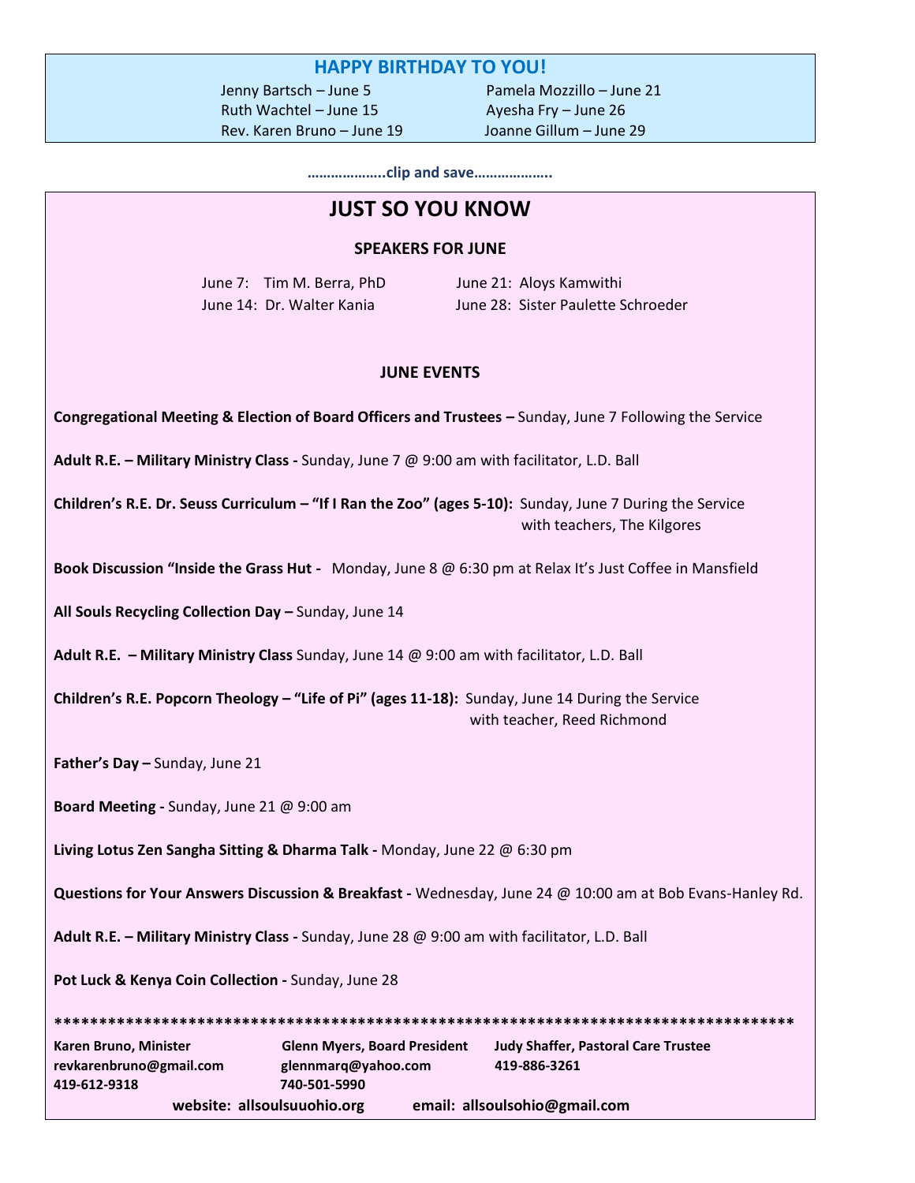## HAPPY BIRTHDAY TO YOU!

Jenny Bartsch – June 5
Ruth Wachtel – June 15
Rev. Karen Bruno – June 19
Pamela Mozzillo – June 21
Ayesha Fry – June 26
Joanne Gillum – June 29

**………………..clip and save………………..**

# JUST SO YOU KNOW

### SPEAKERS FOR JUNE

June 7: Tim M. Berra, PhD
June 14: Dr. Walter Kania
June 21: Aloys Kamwithi
June 28: Sister Paulette Schroeder

### JUNE EVENTS

**Congregational Meeting & Election of Board Officers and Trustees –** Sunday, June 7 Following the Service

**Adult R.E. – Military Ministry Class -** Sunday, June 7 @ 9:00 am with facilitator, L.D. Ball

**Children's R.E. Dr. Seuss Curriculum – "If I Ran the Zoo" (ages 5-10):** Sunday, June 7 During the Service with teachers, The Kilgores

**Book Discussion "Inside the Grass Hut -** Monday, June 8 @ 6:30 pm at Relax It's Just Coffee in Mansfield

**All Souls Recycling Collection Day –** Sunday, June 14

**Adult R.E. – Military Ministry Class** Sunday, June 14 @ 9:00 am with facilitator, L.D. Ball

**Children's R.E. Popcorn Theology – "Life of Pi" (ages 11-18):** Sunday, June 14 During the Service with teacher, Reed Richmond

**Father's Day –** Sunday, June 21

**Board Meeting -** Sunday, June 21 @ 9:00 am

**Living Lotus Zen Sangha Sitting & Dharma Talk -** Monday, June 22 @ 6:30 pm

**Questions for Your Answers Discussion & Breakfast -** Wednesday, June 24 @ 10:00 am at Bob Evans-Hanley Rd.

**Adult R.E. – Military Ministry Class -** Sunday, June 28 @ 9:00 am with facilitator, L.D. Ball

**Pot Luck & Kenya Coin Collection -** Sunday, June 28

**************************************************************************************

**Karen Bruno, Minister**
**revkarenbruno@gmail.com**
**419-612-9318**

**Glenn Myers, Board President**
**glennmarq@yahoo.com**
**740-501-5990**

**Judy Shaffer, Pastoral Care Trustee**
**419-886-3261**

**website: allsoulsuuohio.org** **email: allsoulsohio@gmail.com**